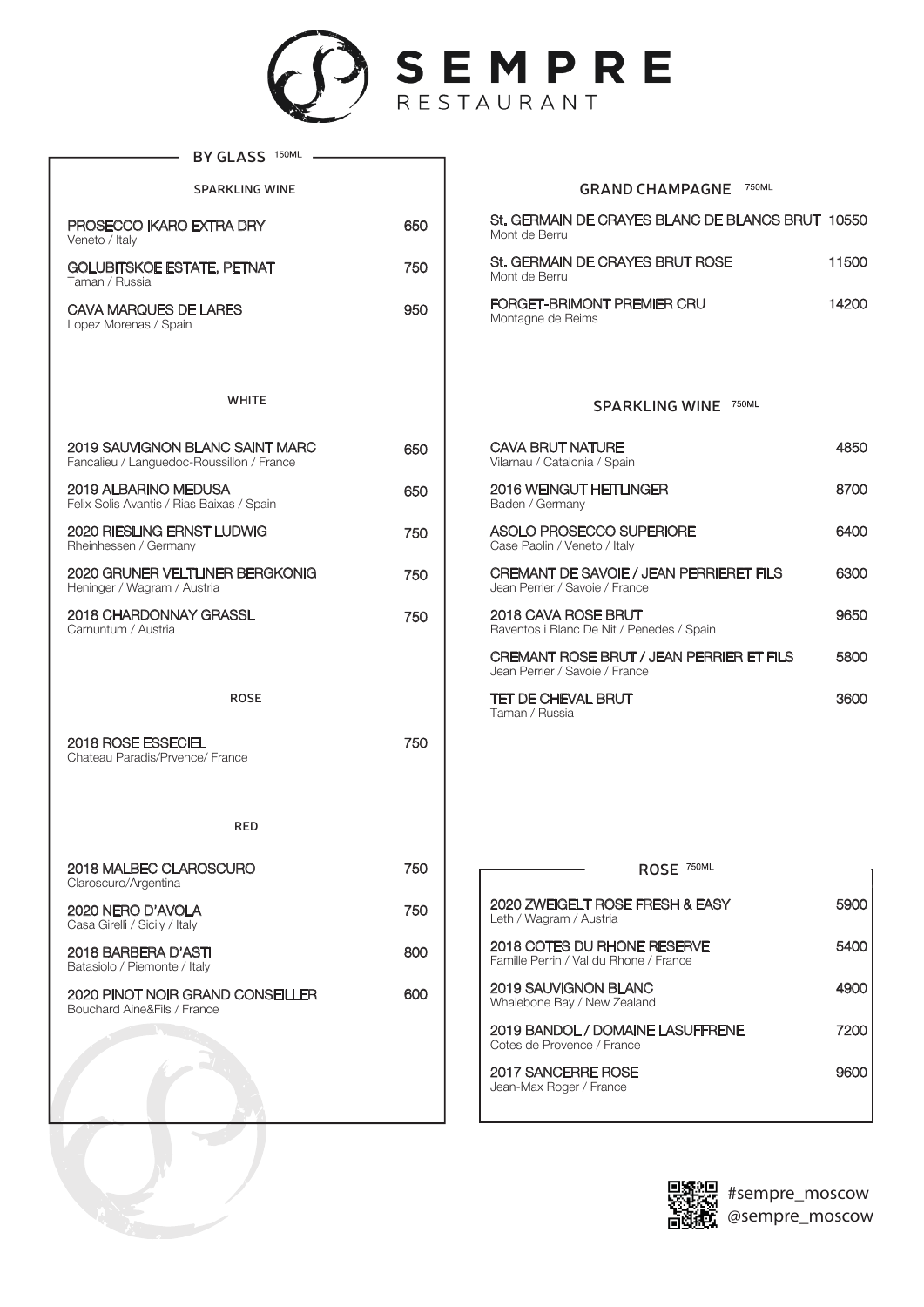# SEMPRE RESTAURANT

## BY GLASS 150ML

### SPARKLING WINE

| Wine | Price |
| --- | --- |
| PROSECCO IKARO EXTRA DRY<br>Veneto / Italy | 650 |
| GOLUBITSKOE ESTATE, PETNAT<br>Taman / Russia | 750 |
| CAVA MARQUES DE LARES<br>Lopez Morenas / Spain | 950 |

### WHITE

| Wine | Price |
| --- | --- |
| 2019 SAUVIGNON BLANC SAINT MARC<br>Fancalieu / Languedoc-Roussillon / France | 650 |
| 2019 ALBARINO MEDUSA<br>Felix Solis Avantis / Rias Baixas / Spain | 650 |
| 2020 RIESLING ERNST LUDWIG<br>Rheinhessen / Germany | 750 |
| 2020 GRUNER VELTLINER BERGKONIG<br>Heninger / Wagram / Austria | 750 |
| 2018 CHARDONNAY GRASSL<br>Carnuntum / Austria | 750 |

### ROSE

| Wine | Price |
| --- | --- |
| 2018 ROSE ESSECIEL<br>Chateau Paradis/Prvence/ France | 750 |

### RED

| Wine | Price |
| --- | --- |
| 2018 MALBEC CLAROSCURO<br>Claroscuro/Argentina | 750 |
| 2020 NERO D'AVOLA<br>Casa Girelli / Sicily / Italy | 750 |
| 2018 BARBERA D'ASTI<br>Batasiolo / Piemonte / Italy | 800 |
| 2020 PINOT NOIR GRAND CONSEILLER<br>Bouchard Aine&Fils / France | 600 |

## GRAND CHAMPAGNE 750ML

| Wine | Price |
| --- | --- |
| St. GERMAIN DE CRAYES BLANC DE BLANCS BRUT<br>Mont de Berru | 10550 |
| St. GERMAIN DE CRAYES BRUT ROSE<br>Mont de Berru | 11500 |
| FORGET-BRIMONT PREMIER CRU<br>Montagne de Reims | 14200 |

## SPARKLING WINE 750ML

| Wine | Price |
| --- | --- |
| CAVA BRUT NATURE<br>Vilarnau / Catalonia / Spain | 4850 |
| 2016 WEINGUT HEITLINGER<br>Baden / Germany | 8700 |
| ASOLO PROSECCO SUPERIORE<br>Case Paolin / Veneto / Italy | 6400 |
| CREMANT DE SAVOIE / JEAN PERRIERET FILS<br>Jean Perrier / Savoie / France | 6300 |
| 2018 CAVA ROSE BRUT<br>Raventos i Blanc De Nit / Penedes / Spain | 9650 |
| CREMANT ROSE BRUT / JEAN PERRIER ET FILS<br>Jean Perrier / Savoie / France | 5800 |
| TET DE CHEVAL BRUT<br>Taman / Russia | 3600 |

## ROSE 750ML

| Wine | Price |
| --- | --- |
| 2020 ZWEIGELT ROSE FRESH & EASY<br>Leth / Wagram / Austria | 5900 |
| 2018 COTES DU RHONE RESERVE<br>Famille Perrin / Val du Rhone / France | 5400 |
| 2019 SAUVIGNON BLANC<br>Whalebone Bay / New Zealand | 4900 |
| 2019 BANDOL / DOMAINE LASUFFRENE<br>Cotes de Provence / France | 7200 |
| 2017 SANCERRE ROSE<br>Jean-Max Roger / France | 9600 |

#sempre_moscow
@sempre_moscow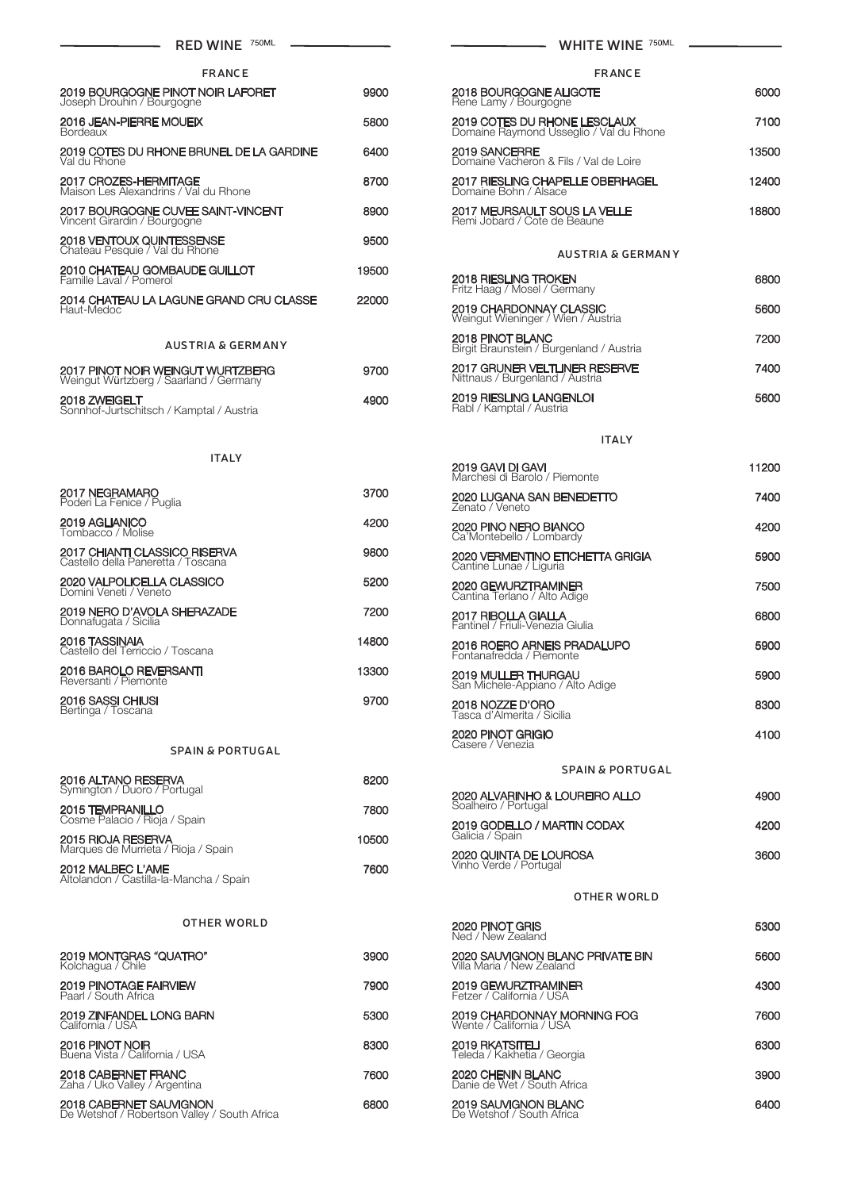## RED WINE 750ML

### FRANCE

| | |
|---|---|
| **2019 BOURGOGNE PINOT NOIR LAFORET**<br>Joseph Drouhin / Bourgogne | 9900 |
| **2016 JEAN-PIERRE MOUEIX**<br>Bordeaux | 5800 |
| **2019 COTES DU RHONE BRUNEL DE LA GARDINE**<br>Val du Rhone | 6400 |
| **2017 CROZES-HERMITAGE**<br>Maison Les Alexandrins / Val du Rhone | 8700 |
| **2017 BOURGOGNE CUVEE SAINT-VINCENT**<br>Vincent Girardin / Bourgogne | 8900 |
| **2018 VENTOUX QUINTESSENSE**<br>Chateau Pesquie / Val du Rhone | 9500 |
| **2010 CHATEAU GOMBAUDE GUILLOT**<br>Famille Laval / Pomerol | 19500 |
| **2014 CHATEAU LA LAGUNE GRAND CRU CLASSE**<br>Haut-Medoc | 22000 |

### AUSTRIA & GERMANY

| | |
|---|---|
| **2017 PINOT NOIR WEINGUT WURTZBERG**<br>Weingut Würtzberg / Saarland / Germany | 9700 |
| **2018 ZWEIGELT**<br>Sonnhof-Jurtschitsch / Kamptal / Austria | 4900 |

### ITALY

| | |
|---|---|
| **2017 NEGRAMARO**<br>Poderi La Fenice / Puglia | 3700 |
| **2019 AGLIANICO**<br>Tombacco / Molise | 4200 |
| **2017 CHIANTI CLASSICO RISERVA**<br>Castello della Paneretta / Toscana | 9800 |
| **2020 VALPOLICELLA CLASSICO**<br>Domini Veneti / Veneto | 5200 |
| **2019 NERO D'AVOLA SHERAZADE**<br>Donnafugata / Sicilia | 7200 |
| **2016 TASSINAIA**<br>Castello del Terriccio / Toscana | 14800 |
| **2016 BAROLO REVERSANTI**<br>Reversanti / Piemonte | 13300 |
| **2016 SASSI CHIUSI**<br>Bertinga / Toscana | 9700 |

### SPAIN & PORTUGAL

| | |
|---|---|
| **2016 ALTANO RESERVA**<br>Symington / Duoro / Portugal | 8200 |
| **2015 TEMPRANILLO**<br>Cosme Palacio / Rioja / Spain | 7800 |
| **2015 RIOJA RESERVA**<br>Marques de Murrieta / Rioja / Spain | 10500 |
| **2012 MALBEC L'AME**<br>Altolandon / Castilla-la-Mancha / Spain | 7600 |

### OTHER WORLD

| | |
|---|---|
| **2019 MONTGRAS "QUATRO"**<br>Kolchagua / Chile | 3900 |
| **2019 PINOTAGE FAIRVIEW**<br>Paarl / South Africa | 7900 |
| **2019 ZINFANDEL LONG BARN**<br>California / USA | 5300 |
| **2016 PINOT NOIR**<br>Buena Vista / California / USA | 8300 |
| **2018 CABERNET FRANC**<br>Zaha / Uko Valley / Argentina | 7600 |
| **2018 CABERNET SAUVIGNON**<br>De Wetshof / Robertson Valley / South Africa | 6800 |

## WHITE WINE 750ML

### FRANCE

| | |
|---|---|
| **2018 BOURGOGNE ALIGOTE**<br>Rene Lamy / Bourgogne | 6000 |
| **2019 COTES DU RHONE LESCLAUX**<br>Domaine Raymond Usseglio / Val du Rhone | 7100 |
| **2019 SANCERRE**<br>Domaine Vacheron & Fils / Val de Loire | 13500 |
| **2017 RIESLING CHAPELLE OBERHAGEL**<br>Domaine Bohn / Alsace | 12400 |
| **2017 MEURSAULT SOUS LA VELLE**<br>Remi Jobard / Cote de Beaune | 18800 |

### AUSTRIA & GERMANY

| | |
|---|---|
| **2018 RIESLING TROKEN**<br>Fritz Haag / Mosel / Germany | 6800 |
| **2019 CHARDONNAY CLASSIC**<br>Weingut Wieninger / Wien / Austria | 5600 |
| **2018 PINOT BLANC**<br>Birgit Braunstein / Burgenland / Austria | 7200 |
| **2017 GRUNER VELTLINER RESERVE**<br>Nittnaus / Burgenland / Austria | 7400 |
| **2019 RIESLING LANGENLOI**<br>Rabl / Kamptal / Austria | 5600 |

### ITALY

| | |
|---|---|
| **2019 GAVI DI GAVI**<br>Marchesi di Barolo / Piemonte | 11200 |
| **2020 LUGANA SAN BENEDETTO**<br>Zenato / Veneto | 7400 |
| **2020 PINO NERO BIANCO**<br>Ca'Montebello / Lombardy | 4200 |
| **2020 VERMENTINO ETICHETTA GRIGIA**<br>Cantine Lunae / Liguria | 5900 |
| **2020 GEWURZTRAMINER**<br>Cantina Terlano / Alto Adige | 7500 |
| **2017 RIBOLLA GIALLA**<br>Fantinel / Friuli-Venezia Giulia | 6800 |
| **2016 ROERO ARNEIS PRADALUPO**<br>Fontanafredda / Piemonte | 5900 |
| **2019 MULLER THURGAU**<br>San Michele-Appiano / Alto Adige | 5900 |
| **2018 NOZZE D'ORO**<br>Tasca d'Almerita / Sicilia | 8300 |
| **2020 PINOT GRIGIO**<br>Casere / Venezia | 4100 |

### SPAIN & PORTUGAL

| | |
|---|---|
| **2020 ALVARINHO & LOUREIRO ALLO**<br>Soalheiro / Portugal | 4900 |
| **2019 GODELLO / MARTIN CODAX**<br>Galicia / Spain | 4200 |
| **2020 QUINTA DE LOUROSA**<br>Vinho Verde / Portugal | 3600 |

### OTHER WORLD

| | |
|---|---|
| **2020 PINOT GRIS**<br>Ned / New Zealand | 5300 |
| **2020 SAUVIGNON BLANC PRIVATE BIN**<br>Villa Maria / New Zealand | 5600 |
| **2019 GEWURZTRAMINER**<br>Fetzer / California / USA | 4300 |
| **2019 CHARDONNAY MORNING FOG**<br>Wente / California / USA | 7600 |
| **2019 RKATSITELI**<br>Teleda / Kakhetia / Georgia | 6300 |
| **2020 CHENIN BLANC**<br>Danie de Wet / South Africa | 3900 |
| **2019 SAUVIGNON BLANC**<br>De Wetshof / South Africa | 6400 |